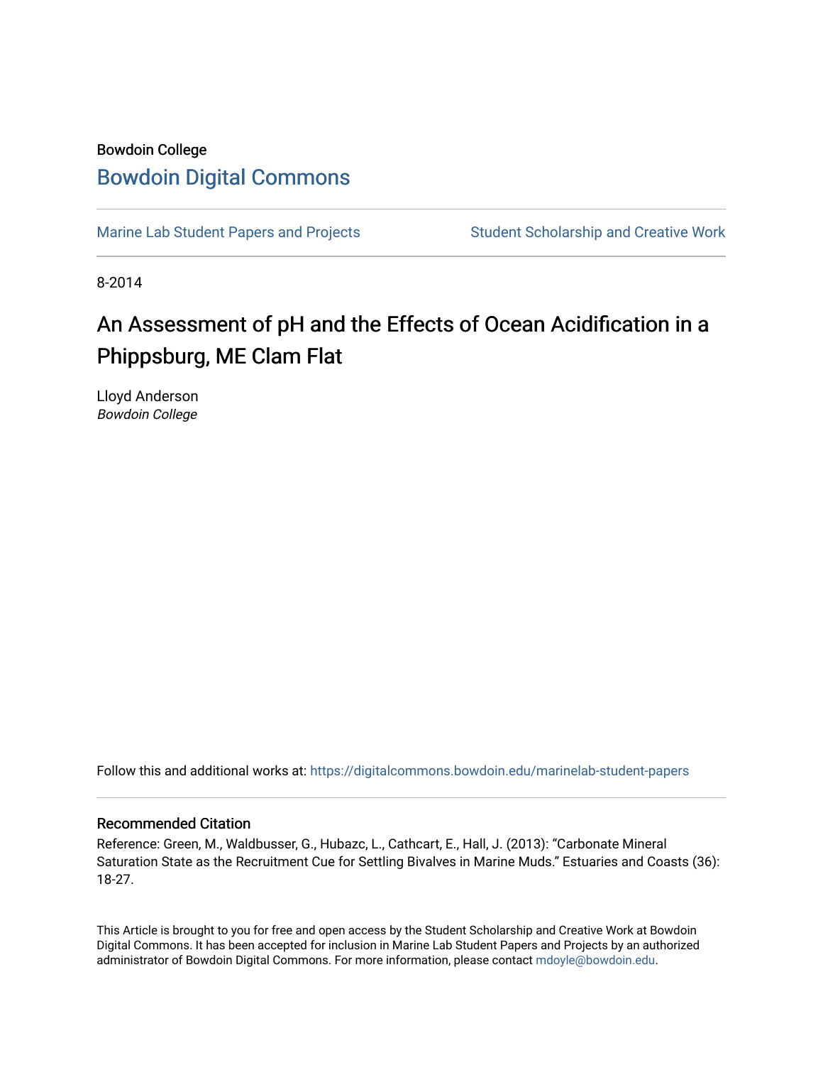Bowdoin College

# Bowdoin Digital Commons

Marine Lab Student Papers and Projects | Student Scholarship and Creative Work

8-2014

## An Assessment of pH and the Effects of Ocean Acidification in a Phippsburg, ME Clam Flat

Lloyd Anderson
*Bowdoin College*

Follow this and additional works at: https://digitalcommons.bowdoin.edu/marinelab-student-papers

### Recommended Citation

Reference: Green, M., Waldbusser, G., Hubazc, L., Cathcart, E., Hall, J. (2013): "Carbonate Mineral Saturation State as the Recruitment Cue for Settling Bivalves in Marine Muds." Estuaries and Coasts (36): 18-27.

This Article is brought to you for free and open access by the Student Scholarship and Creative Work at Bowdoin Digital Commons. It has been accepted for inclusion in Marine Lab Student Papers and Projects by an authorized administrator of Bowdoin Digital Commons. For more information, please contact mdoyle@bowdoin.edu.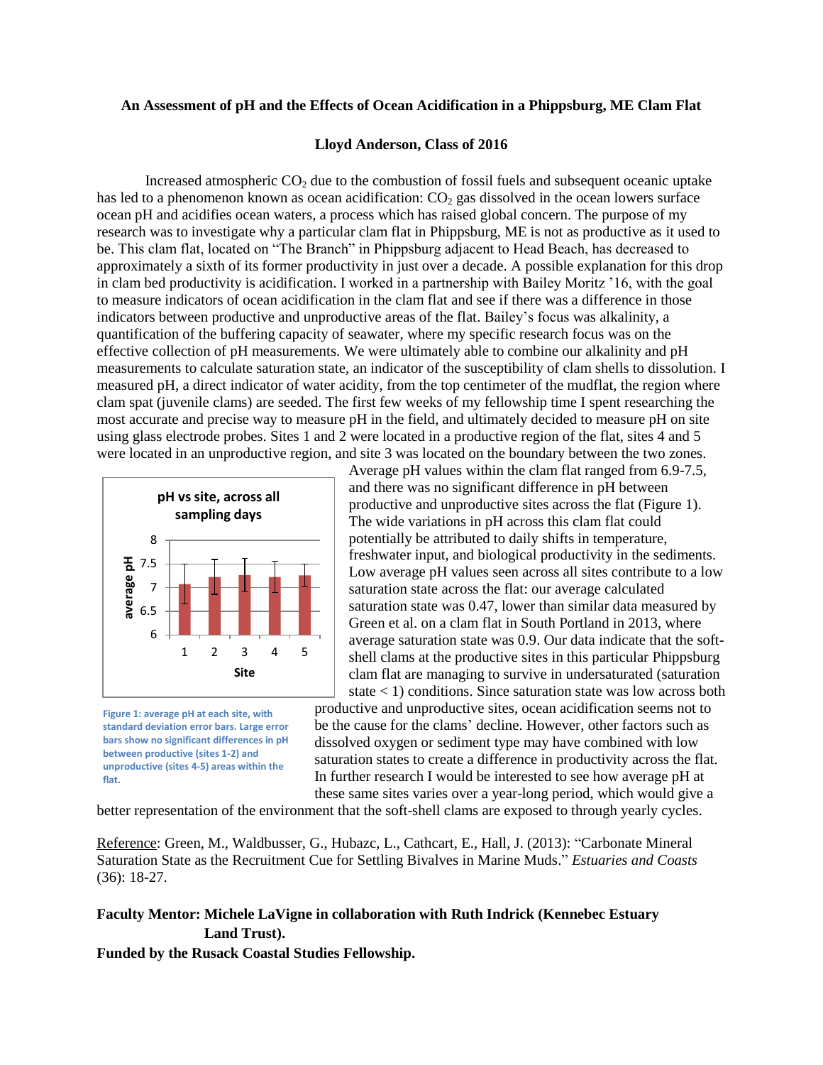**An Assessment of pH and the Effects of Ocean Acidification in a Phippsburg, ME Clam Flat**

**Lloyd Anderson, Class of 2016**

Increased atmospheric $CO_2$ due to the combustion of fossil fuels and subsequent oceanic uptake has led to a phenomenon known as ocean acidification: $CO_2$ gas dissolved in the ocean lowers surface ocean pH and acidifies ocean waters, a process which has raised global concern. The purpose of my research was to investigate why a particular clam flat in Phippsburg, ME is not as productive as it used to be. This clam flat, located on "The Branch" in Phippsburg adjacent to Head Beach, has decreased to approximately a sixth of its former productivity in just over a decade. A possible explanation for this drop in clam bed productivity is acidification. I worked in a partnership with Bailey Moritz '16, with the goal to measure indicators of ocean acidification in the clam flat and see if there was a difference in those indicators between productive and unproductive areas of the flat. Bailey's focus was alkalinity, a quantification of the buffering capacity of seawater, where my specific research focus was on the effective collection of pH measurements. We were ultimately able to combine our alkalinity and pH measurements to calculate saturation state, an indicator of the susceptibility of clam shells to dissolution. I measured pH, a direct indicator of water acidity, from the top centimeter of the mudflat, the region where clam spat (juvenile clams) are seeded. The first few weeks of my fellowship time I spent researching the most accurate and precise way to measure pH in the field, and ultimately decided to measure pH on site using glass electrode probes. Sites 1 and 2 were located in a productive region of the flat, sites 4 and 5 were located in an unproductive region, and site 3 was located on the boundary between the two zones. Average pH values within the clam flat ranged from 6.9-7.5, and there was no significant difference in pH between productive and unproductive sites across the flat (Figure 1). The wide variations in pH across this clam flat could potentially be attributed to daily shifts in temperature, freshwater input, and biological productivity in the sediments. Low average pH values seen across all sites contribute to a low saturation state across the flat: our average calculated saturation state was 0.47, lower than similar data measured by Green et al. on a clam flat in South Portland in 2013, where average saturation state was 0.9. Our data indicate that the soft-shell clams at the productive sites in this particular Phippsburg clam flat are managing to survive in undersaturated (saturation state < 1) conditions. Since saturation state was low across both productive and unproductive sites, ocean acidification seems not to be the cause for the clams' decline. However, other factors such as dissolved oxygen or sediment type may have combined with low saturation states to create a difference in productivity across the flat. In further research I would be interested to see how average pH at these same sites varies over a year-long period, which would give a better representation of the environment that the soft-shell clams are exposed to through yearly cycles.

pH vs site, across all sampling days

average pH

8
7.5
7
6.5
6

1 2 3 4 5

Site

Figure 1: average pH at each site, with standard deviation error bars. Large error bars show no significant differences in pH between productive (sites 1-2) and unproductive (sites 4-5) areas within the flat.

Reference: Green, M., Waldbusser, G., Hubazc, L., Cathcart, E., Hall, J. (2013): "Carbonate Mineral Saturation State as the Recruitment Cue for Settling Bivalves in Marine Muds." *Estuaries and Coasts* (36): 18-27.

**Faculty Mentor: Michele LaVigne in collaboration with Ruth Indrick (Kennebec Estuary Land Trust).**

**Funded by the Rusack Coastal Studies Fellowship.**